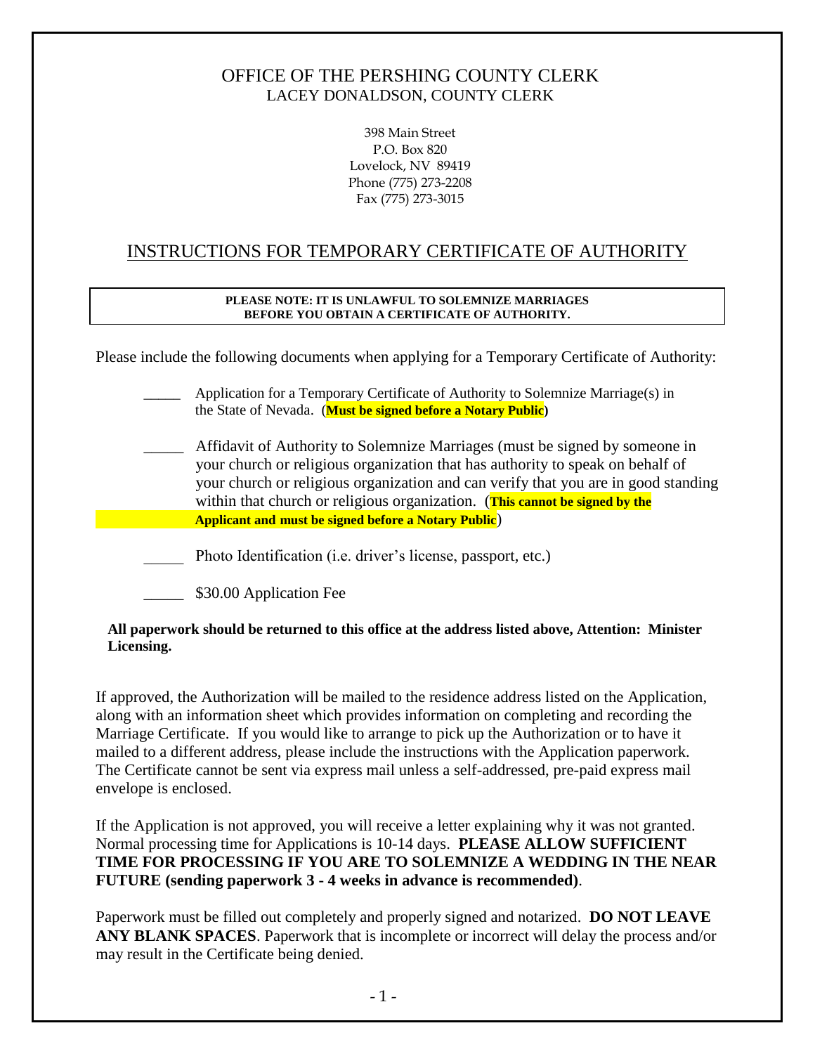# OFFICE OF THE PERSHING COUNTY CLERK
LACEY DONALDSON, COUNTY CLERK

398 Main Street
P.O. Box 820
Lovelock, NV 89419
Phone (775) 273-2208
Fax (775) 273-3015

## INSTRUCTIONS FOR TEMPORARY CERTIFICATE OF AUTHORITY

**PLEASE NOTE: IT IS UNLAWFUL TO SOLEMNIZE MARRIAGES BEFORE YOU OBTAIN A CERTIFICATE OF AUTHORITY.**

Please include the following documents when applying for a Temporary Certificate of Authority:

- _____ Application for a Temporary Certificate of Authority to Solemnize Marriage(s) in the State of Nevada. (**Must be signed before a Notary Public**)
- _____ Affidavit of Authority to Solemnize Marriages (must be signed by someone in your church or religious organization that has authority to speak on behalf of your church or religious organization and can verify that you are in good standing within that church or religious organization. (**This cannot be signed by the Applicant and must be signed before a Notary Public**)
- _____ Photo Identification (i.e. driver's license, passport, etc.)
- _____ $30.00 Application Fee

**All paperwork should be returned to this office at the address listed above, Attention: Minister Licensing.**

If approved, the Authorization will be mailed to the residence address listed on the Application, along with an information sheet which provides information on completing and recording the Marriage Certificate. If you would like to arrange to pick up the Authorization or to have it mailed to a different address, please include the instructions with the Application paperwork. The Certificate cannot be sent via express mail unless a self-addressed, pre-paid express mail envelope is enclosed.

If the Application is not approved, you will receive a letter explaining why it was not granted. Normal processing time for Applications is 10-14 days. **PLEASE ALLOW SUFFICIENT TIME FOR PROCESSING IF YOU ARE TO SOLEMNIZE A WEDDING IN THE NEAR FUTURE (sending paperwork 3 - 4 weeks in advance is recommended)**.

Paperwork must be filled out completely and properly signed and notarized. **DO NOT LEAVE ANY BLANK SPACES**. Paperwork that is incomplete or incorrect will delay the process and/or may result in the Certificate being denied.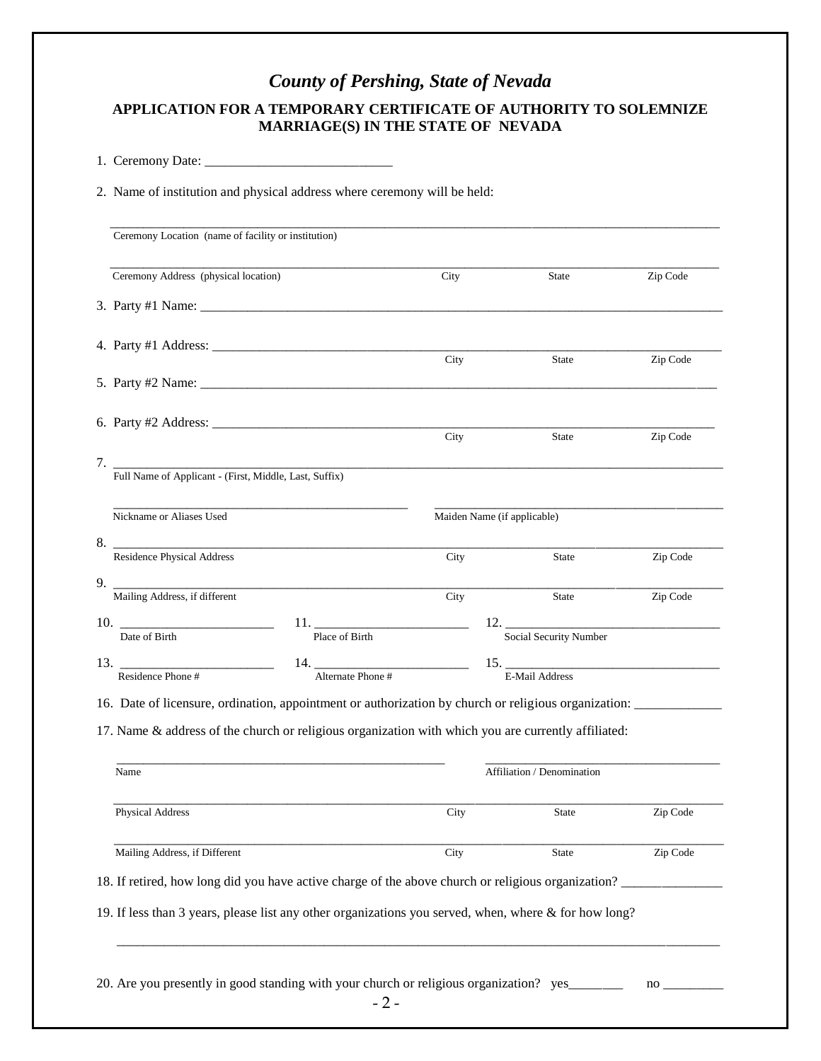# *County of Pershing, State of Nevada*

## APPLICATION FOR A TEMPORARY CERTIFICATE OF AUTHORITY TO SOLEMNIZE MARRIAGE(S) IN THE STATE OF NEVADA

1. Ceremony Date: ___________________________

2. Name of institution and physical address where ceremony will be held:

_______________________________________________________________________________________
Ceremony Location (name of facility or institution)

_______________________________________________________________________________________
Ceremony Address (physical location) City State Zip Code

3. Party #1 Name: _______________________________________________________________________

4. Party #1 Address: _____________________________________________________________________
City State Zip Code

5. Party #2 Name: _______________________________________________________________________

6. Party #2 Address: _____________________________________________________________________
City State Zip Code

7. _______________________________________________________________________________________
Full Name of Applicant - (First, Middle, Last, Suffix)

_______________________________________ _______________________________________
Nickname or Aliases Used Maiden Name (if applicable)

8. _______________________________________________________________________________________
Residence Physical Address City State Zip Code

9. _______________________________________________________________________________________
Mailing Address, if different City State Zip Code

10. _______________________ 11. _______________________ 12. _______________________________
Date of Birth Place of Birth Social Security Number

13. _______________________ 14. _______________________ 15. _______________________________
Residence Phone # Alternate Phone # E-Mail Address

16. Date of licensure, ordination, appointment or authorization by church or religious organization: _____________

17. Name & address of the church or religious organization with which you are currently affiliated:

_______________________________________ _______________________________________
Name Affiliation / Denomination

_______________________________________________________________________________________
Physical Address City State Zip Code

_______________________________________________________________________________________
Mailing Address, if Different City State Zip Code

18. If retired, how long did you have active charge of the above church or religious organization? _______________

19. If less than 3 years, please list any other organizations you served, when, where & for how long?

_______________________________________________________________________________________

20. Are you presently in good standing with your church or religious organization? yes________ no ________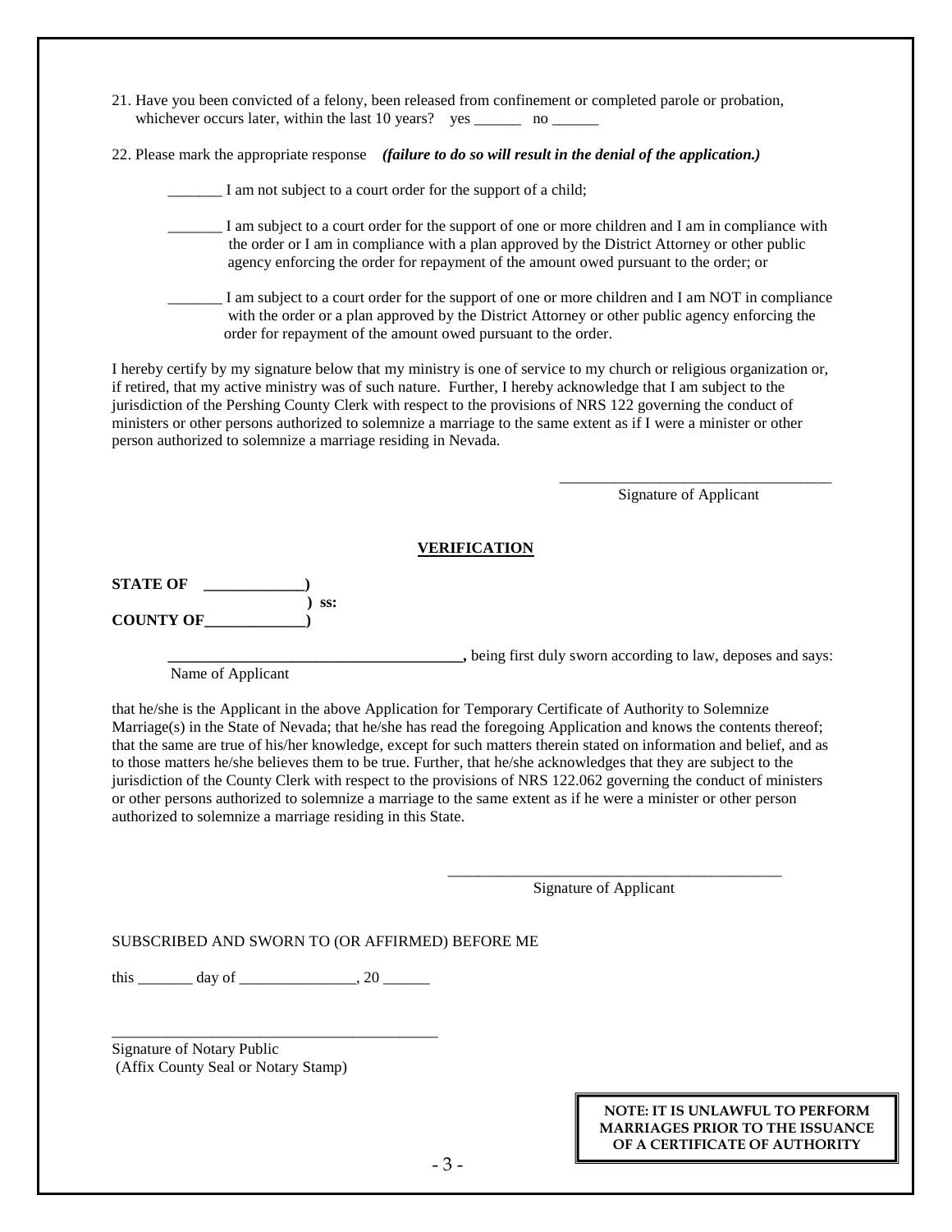21. Have you been convicted of a felony, been released from confinement or completed parole or probation, whichever occurs later, within the last 10 years? yes ______ no ______

22. Please mark the appropriate response ***(failure to do so will result in the denial of the application.)***

_______ I am not subject to a court order for the support of a child;

_______ I am subject to a court order for the support of one or more children and I am in compliance with the order or I am in compliance with a plan approved by the District Attorney or other public agency enforcing the order for repayment of the amount owed pursuant to the order; or

_______ I am subject to a court order for the support of one or more children and I am NOT in compliance with the order or a plan approved by the District Attorney or other public agency enforcing the order for repayment of the amount owed pursuant to the order.

I hereby certify by my signature below that my ministry is one of service to my church or religious organization or, if retired, that my active ministry was of such nature. Further, I hereby acknowledge that I am subject to the jurisdiction of the Pershing County Clerk with respect to the provisions of NRS 122 governing the conduct of ministers or other persons authorized to solemnize a marriage to the same extent as if I were a minister or other person authorized to solemnize a marriage residing in Nevada.

___________________________________
Signature of Applicant

## VERIFICATION

**STATE OF _____________)**
**) ss:**
**COUNTY OF_____________)**

**______________________________________,** being first duly sworn according to law, deposes and says:
Name of Applicant

that he/she is the Applicant in the above Application for Temporary Certificate of Authority to Solemnize Marriage(s) in the State of Nevada; that he/she has read the foregoing Application and knows the contents thereof; that the same are true of his/her knowledge, except for such matters therein stated on information and belief, and as to those matters he/she believes them to be true. Further, that he/she acknowledges that they are subject to the jurisdiction of the County Clerk with respect to the provisions of NRS 122.062 governing the conduct of ministers or other persons authorized to solemnize a marriage to the same extent as if he were a minister or other person authorized to solemnize a marriage residing in this State.

___________________________________________
Signature of Applicant

SUBSCRIBED AND SWORN TO (OR AFFIRMED) BEFORE ME

this _______ day of _______________, 20 ______

___________________________________________
Signature of Notary Public
(Affix County Seal or Notary Stamp)

**NOTE: IT IS UNLAWFUL TO PERFORM MARRIAGES PRIOR TO THE ISSUANCE OF A CERTIFICATE OF AUTHORITY**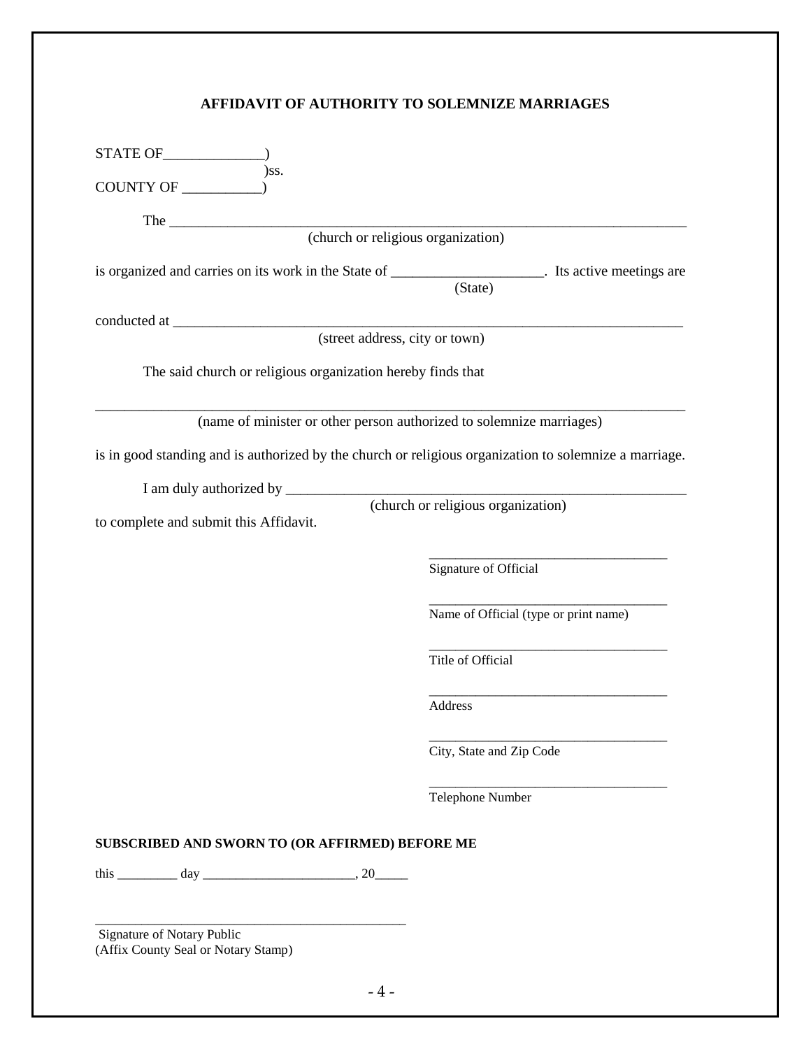**AFFIDAVIT OF AUTHORITY TO SOLEMNIZE MARRIAGES**

STATE OF______________)
)ss.
COUNTY OF ___________)

The ___________________________________________________________________________
(church or religious organization)

is organized and carries on its work in the State of _____________________. Its active meetings are
(State)

conducted at ___________________________________________________________________________
(street address, city or town)

The said church or religious organization hereby finds that

_____________________________________________________________________________________
(name of minister or other person authorized to solemnize marriages)

is in good standing and is authorized by the church or religious organization to solemnize a marriage.

I am duly authorized by ___________________________________________________________
(church or religious organization)

to complete and submit this Affidavit.

___________________________________
Signature of Official

___________________________________
Name of Official (type or print name)

___________________________________
Title of Official

___________________________________
Address

___________________________________
City, State and Zip Code

___________________________________
Telephone Number

**SUBSCRIBED AND SWORN TO (OR AFFIRMED) BEFORE ME**

this _________ day _______________________, 20_____

_______________________________________________
Signature of Notary Public
(Affix County Seal or Notary Stamp)